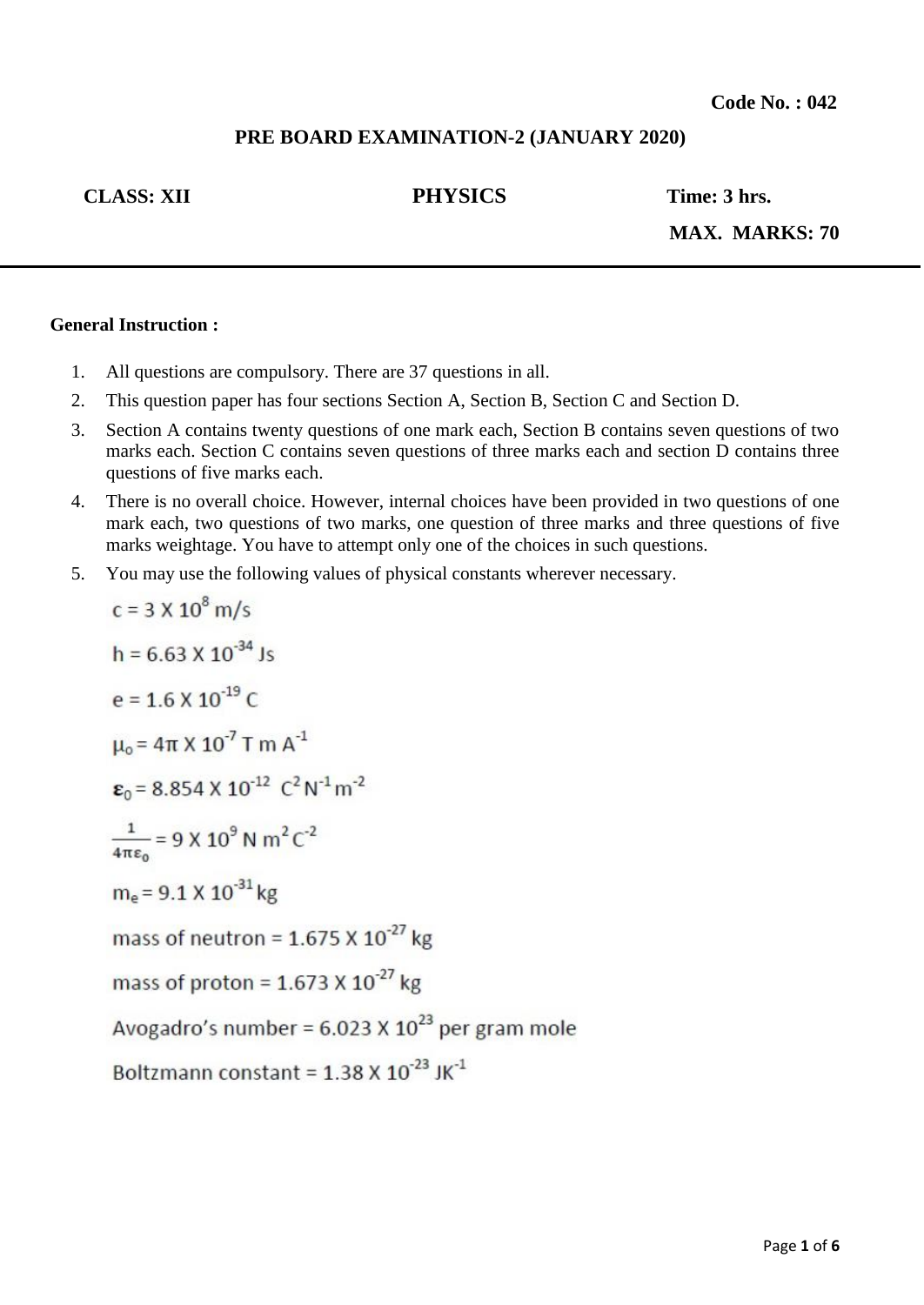**Code No. : 042**

## PRE BOARD EXAMINATION-2 (JANUARY 2020)

**CLASS: XII** **PHYSICS** **Time: 3 hrs.**

**MAX. MARKS: 70**

---

**General Instruction :**

1. All questions are compulsory. There are 37 questions in all.
2. This question paper has four sections Section A, Section B, Section C and Section D.
3. Section A contains twenty questions of one mark each, Section B contains seven questions of two marks each. Section C contains seven questions of three marks each and section D contains three questions of five marks each.
4. There is no overall choice. However, internal choices have been provided in two questions of one mark each, two questions of two marks, one question of three marks and three questions of five marks weightage. You have to attempt only one of the choices in such questions.
5. You may use the following values of physical constants wherever necessary.

   $c = 3 \times 10^{8}$ m/s

   $h = 6.63 \times 10^{-34}$ Js

   $e = 1.6 \times 10^{-19}$ C

   $\mu_o = 4\pi \times 10^{-7}$ T m $A^{-1}$

   $\varepsilon_0 = 8.854 \times 10^{-12}$ $C^2 N^{-1} m^{-2}$

   $\frac{1}{4\pi\varepsilon_0} = 9 \times 10^{9}$ N $m^2 C^{-2}$

   $m_e = 9.1 \times 10^{-31}$ kg

   mass of neutron = $1.675 \times 10^{-27}$ kg

   mass of proton = $1.673 \times 10^{-27}$ kg

   Avogadro's number = $6.023 \times 10^{23}$ per gram mole

   Boltzmann constant = $1.38 \times 10^{-23}$ $JK^{-1}$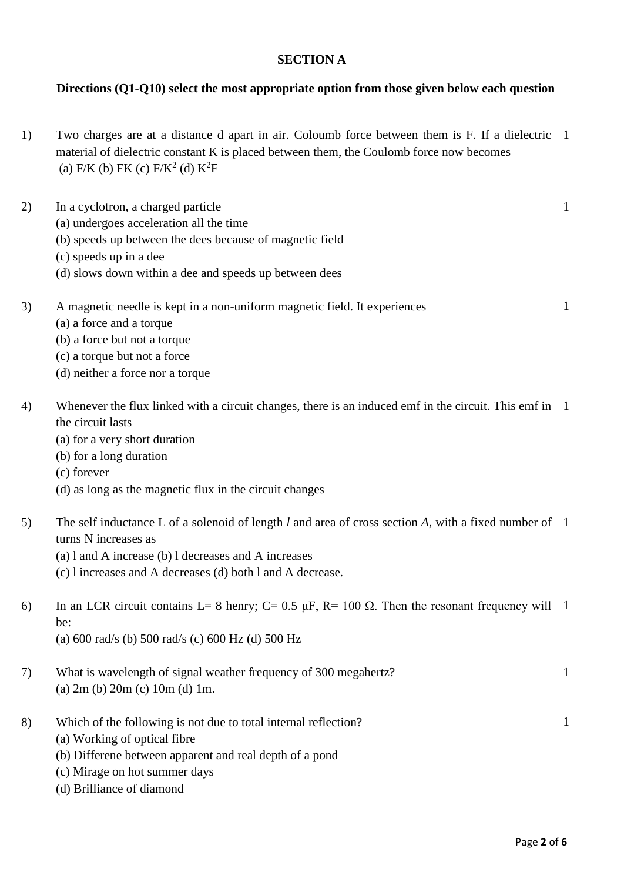**SECTION A**

**Directions (Q1-Q10) select the most appropriate option from those given below each question**

1) Two charges are at a distance d apart in air. Coloumb force between them is F. If a dielectric material of dielectric constant K is placed between them, the Coulomb force now becomes (1)
(a) F/K (b) FK (c) $F/K^2$ (d) $K^2F$

2) In a cyclotron, a charged particle (1)
(a) undergoes acceleration all the time
(b) speeds up between the dees because of magnetic field
(c) speeds up in a dee
(d) slows down within a dee and speeds up between dees

3) A magnetic needle is kept in a non-uniform magnetic field. It experiences (1)
(a) a force and a torque
(b) a force but not a torque
(c) a torque but not a force
(d) neither a force nor a torque

4) Whenever the flux linked with a circuit changes, there is an induced emf in the circuit. This emf in the circuit lasts (1)
(a) for a very short duration
(b) for a long duration
(c) forever
(d) as long as the magnetic flux in the circuit changes

5) The self inductance L of a solenoid of length *l* and area of cross section *A*, with a fixed number of turns N increases as (1)
(a) l and A increase (b) l decreases and A increases
(c) l increases and A decreases (d) both l and A decrease.

6) In an LCR circuit contains L= 8 henry; C= 0.5 μF, R= 100 Ω. Then the resonant frequency will be: (1)
(a) 600 rad/s (b) 500 rad/s (c) 600 Hz (d) 500 Hz

7) What is wavelength of signal weather frequency of 300 megahertz? (1)
(a) 2m (b) 20m (c) 10m (d) 1m.

8) Which of the following is not due to total internal reflection? (1)
(a) Working of optical fibre
(b) Differene between apparent and real depth of a pond
(c) Mirage on hot summer days
(d) Brilliance of diamond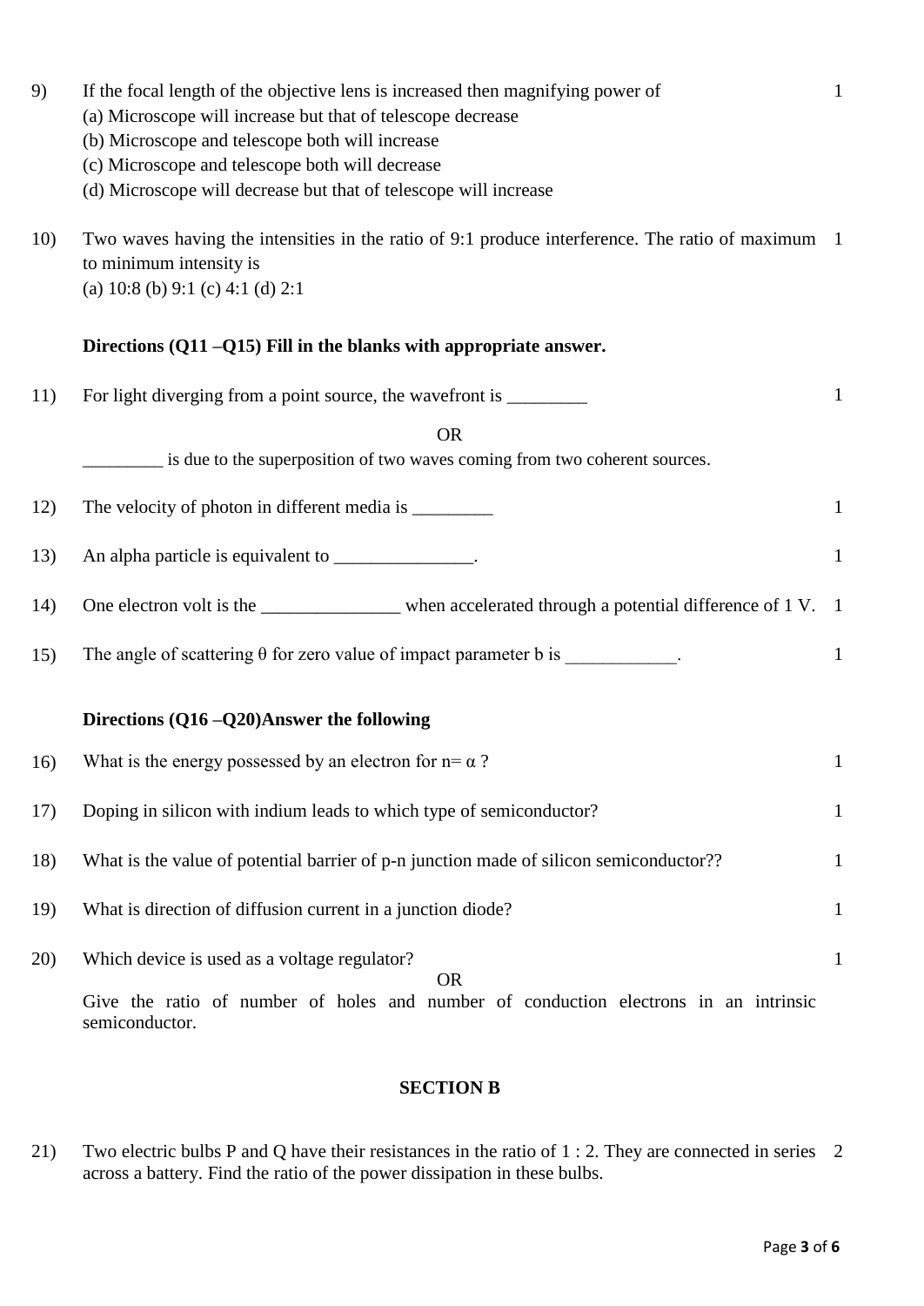9) If the focal length of the objective lens is increased then magnifying power of 1

(a) Microscope will increase but that of telescope decrease
(b) Microscope and telescope both will increase
(c) Microscope and telescope both will decrease
(d) Microscope will decrease but that of telescope will increase

10) Two waves having the intensities in the ratio of 9:1 produce interference. The ratio of maximum to minimum intensity is 1

(a) 10:8 (b) 9:1 (c) 4:1 (d) 2:1

**Directions (Q11 –Q15) Fill in the blanks with appropriate answer.**

11) For light diverging from a point source, the wavefront is ________ 1

OR

________ is due to the superposition of two waves coming from two coherent sources.

12) The velocity of photon in different media is ________ 1

13) An alpha particle is equivalent to _______________. 1

14) One electron volt is the _______________ when accelerated through a potential difference of 1 V. 1

15) The angle of scattering $\theta$ for zero value of impact parameter b is ____________. 1

**Directions (Q16 –Q20)Answer the following**

16) What is the energy possessed by an electron for n= $\alpha$ ? 1

17) Doping in silicon with indium leads to which type of semiconductor? 1

18) What is the value of potential barrier of p-n junction made of silicon semiconductor?? 1

19) What is direction of diffusion current in a junction diode? 1

20) Which device is used as a voltage regulator? 1

OR

Give the ratio of number of holes and number of conduction electrons in an intrinsic semiconductor.

## SECTION B

21) Two electric bulbs P and Q have their resistances in the ratio of 1 : 2. They are connected in series across a battery. Find the ratio of the power dissipation in these bulbs. 2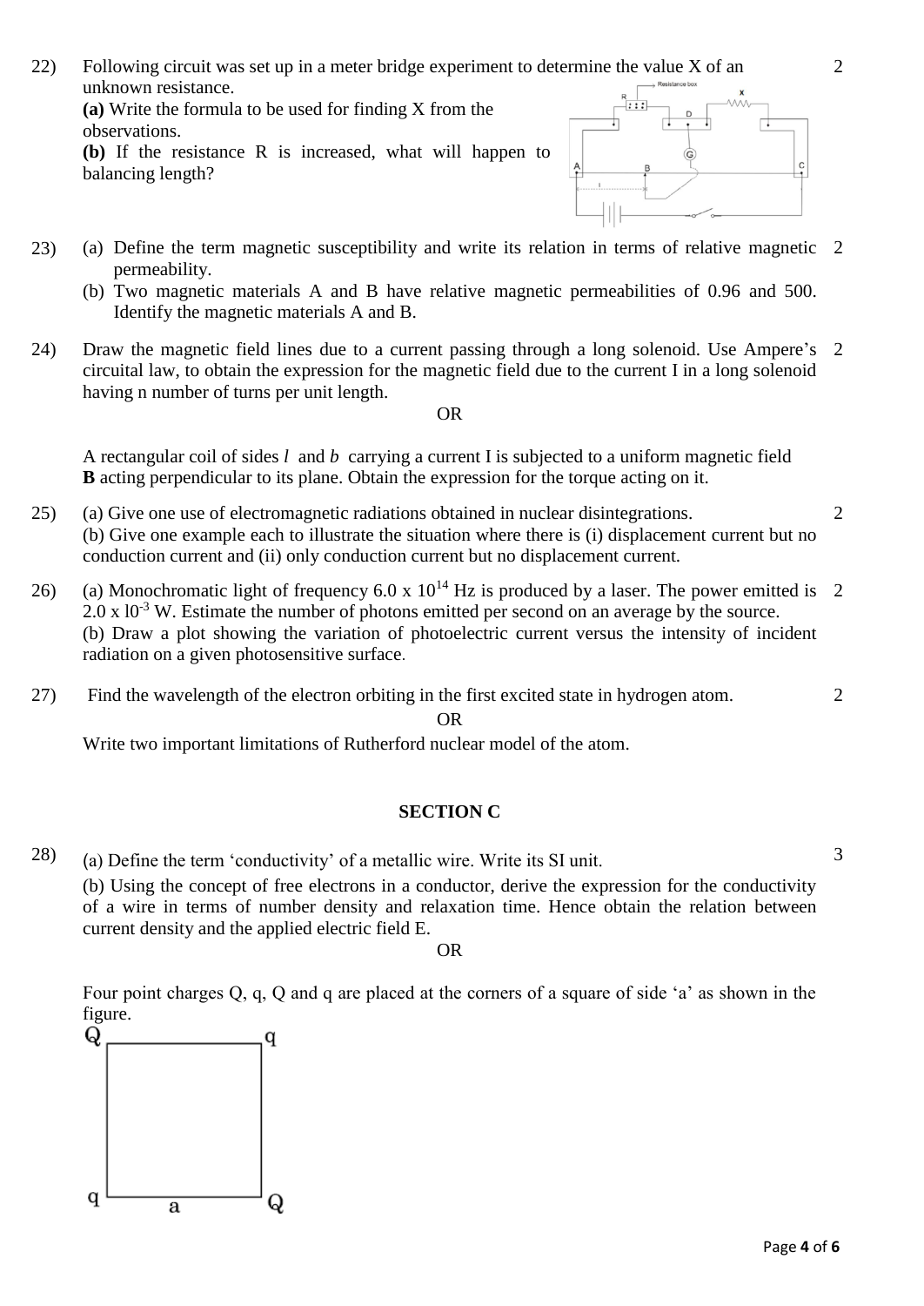22) Following circuit was set up in a meter bridge experiment to determine the value X of an unknown resistance. 2

**(a)** Write the formula to be used for finding X from the observations.

**(b)** If the resistance R is increased, what will happen to balancing length?

23) (a) Define the term magnetic susceptibility and write its relation in terms of relative magnetic permeability. 2

(b) Two magnetic materials A and B have relative magnetic permeabilities of 0.96 and 500. Identify the magnetic materials A and B.

24) Draw the magnetic field lines due to a current passing through a long solenoid. Use Ampere's circuital law, to obtain the expression for the magnetic field due to the current I in a long solenoid having n number of turns per unit length. 2

OR

A rectangular coil of sides *l* and *b* carrying a current I is subjected to a uniform magnetic field **B** acting perpendicular to its plane. Obtain the expression for the torque acting on it.

25) (a) Give one use of electromagnetic radiations obtained in nuclear disintegrations. 2

(b) Give one example each to illustrate the situation where there is (i) displacement current but no conduction current and (ii) only conduction current but no displacement current.

26) (a) Monochromatic light of frequency $6.0 \times 10^{14}$ Hz is produced by a laser. The power emitted is $2.0 \times 10^{-3}$ W. Estimate the number of photons emitted per second on an average by the source. 2

(b) Draw a plot showing the variation of photoelectric current versus the intensity of incident radiation on a given photosensitive surface.

27) Find the wavelength of the electron orbiting in the first excited state in hydrogen atom. 2

OR

Write two important limitations of Rutherford nuclear model of the atom.

## SECTION C

28) (a) Define the term 'conductivity' of a metallic wire. Write its SI unit. 3

(b) Using the concept of free electrons in a conductor, derive the expression for the conductivity of a wire in terms of number density and relaxation time. Hence obtain the relation between current density and the applied electric field E.

OR

Four point charges Q, q, Q and q are placed at the corners of a square of side 'a' as shown in the figure.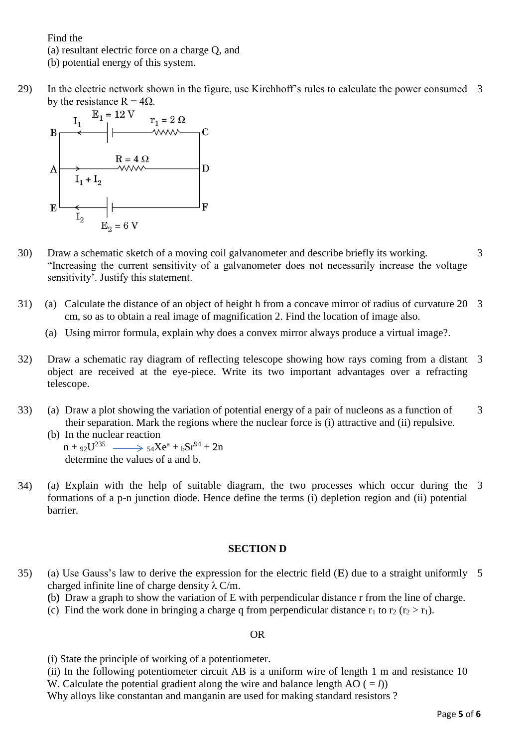Find the

(a) resultant electric force on a charge Q, and

(b) potential energy of this system.

29) In the electric network shown in the figure, use Kirchhoff's rules to calculate the power consumed by the resistance R = 4Ω. 3

$I_1$ $E_1 = 12$ V $r_1 = 2\ \Omega$

B C

$R = 4\ \Omega$

A D

$I_1 + I_2$

E F

$I_2$

$E_2 = 6$ V

30) Draw a schematic sketch of a moving coil galvanometer and describe briefly its working. "Increasing the current sensitivity of a galvanometer does not necessarily increase the voltage sensitivity'. Justify this statement. 3

31) (a) Calculate the distance of an object of height h from a concave mirror of radius of curvature 20 cm, so as to obtain a real image of magnification 2. Find the location of image also. 3

(a) Using mirror formula, explain why does a convex mirror always produce a virtual image?.

32) Draw a schematic ray diagram of reflecting telescope showing how rays coming from a distant object are received at the eye-piece. Write its two important advantages over a refracting telescope. 3

33) (a) Draw a plot showing the variation of potential energy of a pair of nucleons as a function of their separation. Mark the regions where the nuclear force is (i) attractive and (ii) repulsive. 3

(b) In the nuclear reaction

$n + {}_{92}U^{235} \longrightarrow {}_{54}Xe^{a} + {}_{b}Sr^{94} + 2n$

determine the values of a and b.

34) (a) Explain with the help of suitable diagram, the two processes which occur during the formations of a p-n junction diode. Hence define the terms (i) depletion region and (ii) potential barrier. 3

## SECTION D

35) (a) Use Gauss's law to derive the expression for the electric field (**E**) due to a straight uniformly charged infinite line of charge density λ C/m. 5

**(b)** Draw a graph to show the variation of E with perpendicular distance r from the line of charge.

(c) Find the work done in bringing a charge q from perpendicular distance $r_1$ to $r_2$ ($r_2 > r_1$).

OR

(i) State the principle of working of a potentiometer.

(ii) In the following potentiometer circuit AB is a uniform wire of length 1 m and resistance 10 W. Calculate the potential gradient along the wire and balance length AO ( = *l*))

Why alloys like constantan and manganin are used for making standard resistors ?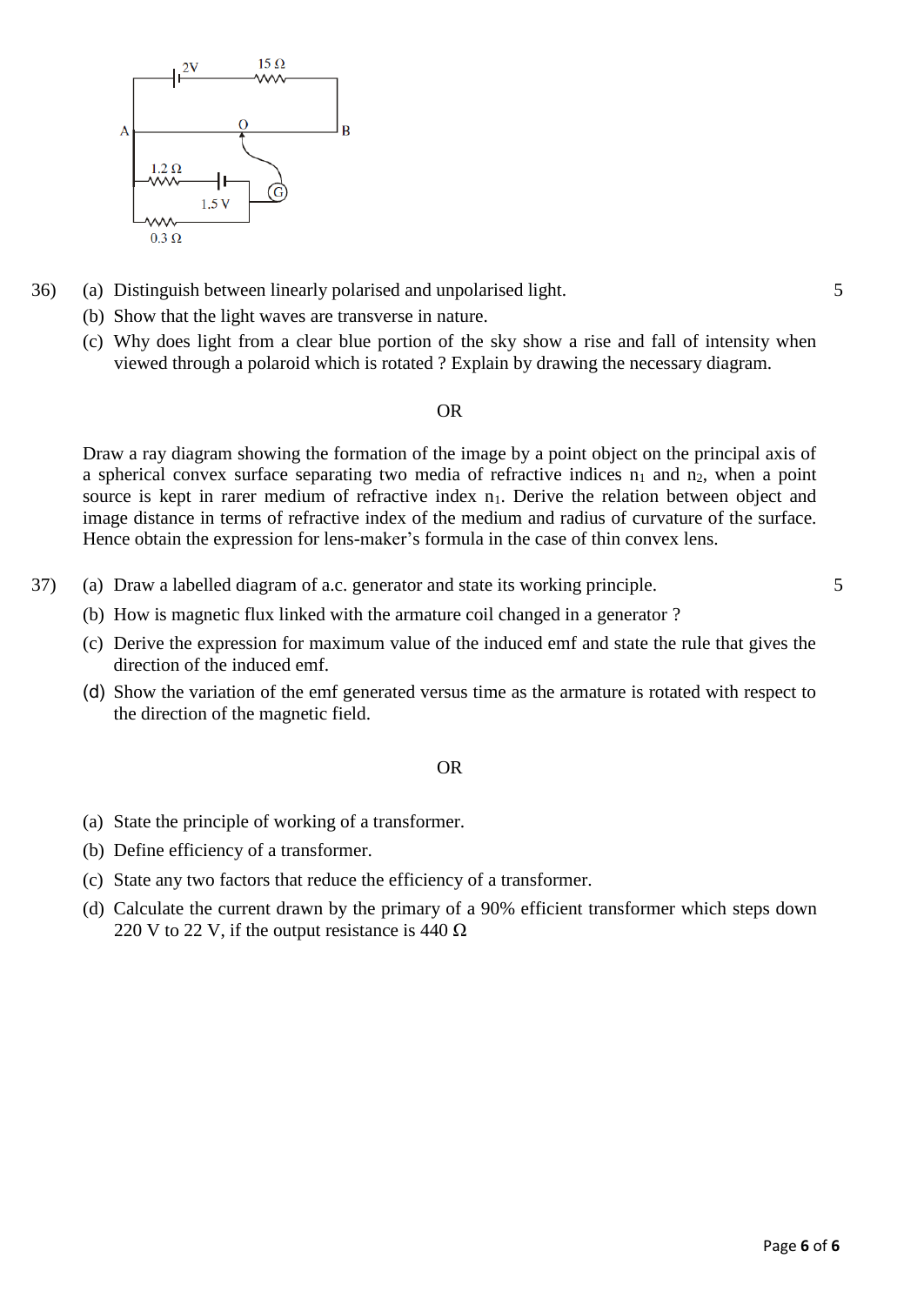2V

15 Ω

A

O

B

1.2 Ω

1.5 V

G

0.3 Ω

36) (a) Distinguish between linearly polarised and unpolarised light. 5

(b) Show that the light waves are transverse in nature.

(c) Why does light from a clear blue portion of the sky show a rise and fall of intensity when viewed through a polaroid which is rotated ? Explain by drawing the necessary diagram.

OR

Draw a ray diagram showing the formation of the image by a point object on the principal axis of a spherical convex surface separating two media of refractive indices $n_1$ and $n_2$, when a point source is kept in rarer medium of refractive index $n_1$. Derive the relation between object and image distance in terms of refractive index of the medium and radius of curvature of the surface. Hence obtain the expression for lens-maker's formula in the case of thin convex lens.

37) (a) Draw a labelled diagram of a.c. generator and state its working principle. 5

(b) How is magnetic flux linked with the armature coil changed in a generator ?

(c) Derive the expression for maximum value of the induced emf and state the rule that gives the direction of the induced emf.

(d) Show the variation of the emf generated versus time as the armature is rotated with respect to the direction of the magnetic field.

OR

(a) State the principle of working of a transformer.

(b) Define efficiency of a transformer.

(c) State any two factors that reduce the efficiency of a transformer.

(d) Calculate the current drawn by the primary of a 90% efficient transformer which steps down 220 V to 22 V, if the output resistance is 440 Ω